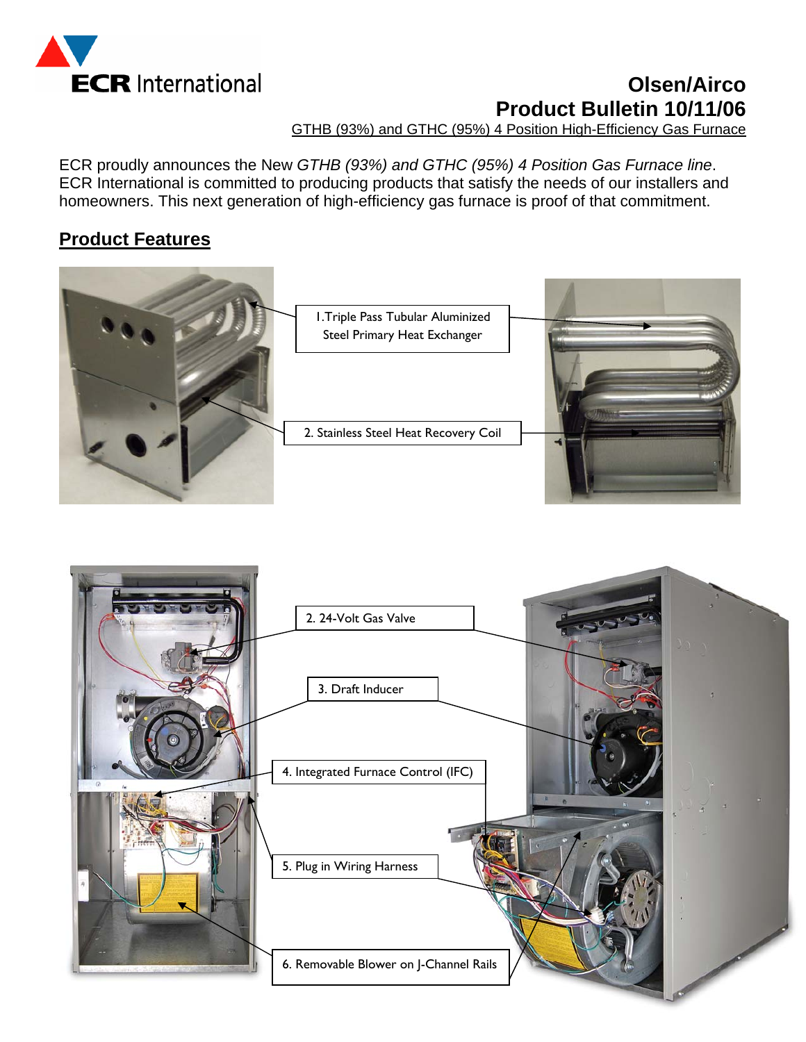**ECR International**

# Olsen/Airco
## Product Bulletin 10/11/06

GTHB (93%) and GTHC (95%) 4 Position High-Efficiency Gas Furnace

ECR proudly announces the New *GTHB (93%) and GTHC (95%) 4 Position Gas Furnace line*. ECR International is committed to producing products that satisfy the needs of our installers and homeowners. This next generation of high-efficiency gas furnace is proof of that commitment.

## Product Features

1. Triple Pass Tubular Aluminized Steel Primary Heat Exchanger

2. Stainless Steel Heat Recovery Coil

2. 24-Volt Gas Valve

3. Draft Inducer

4. Integrated Furnace Control (IFC)

5. Plug in Wiring Harness

6. Removable Blower on J-Channel Rails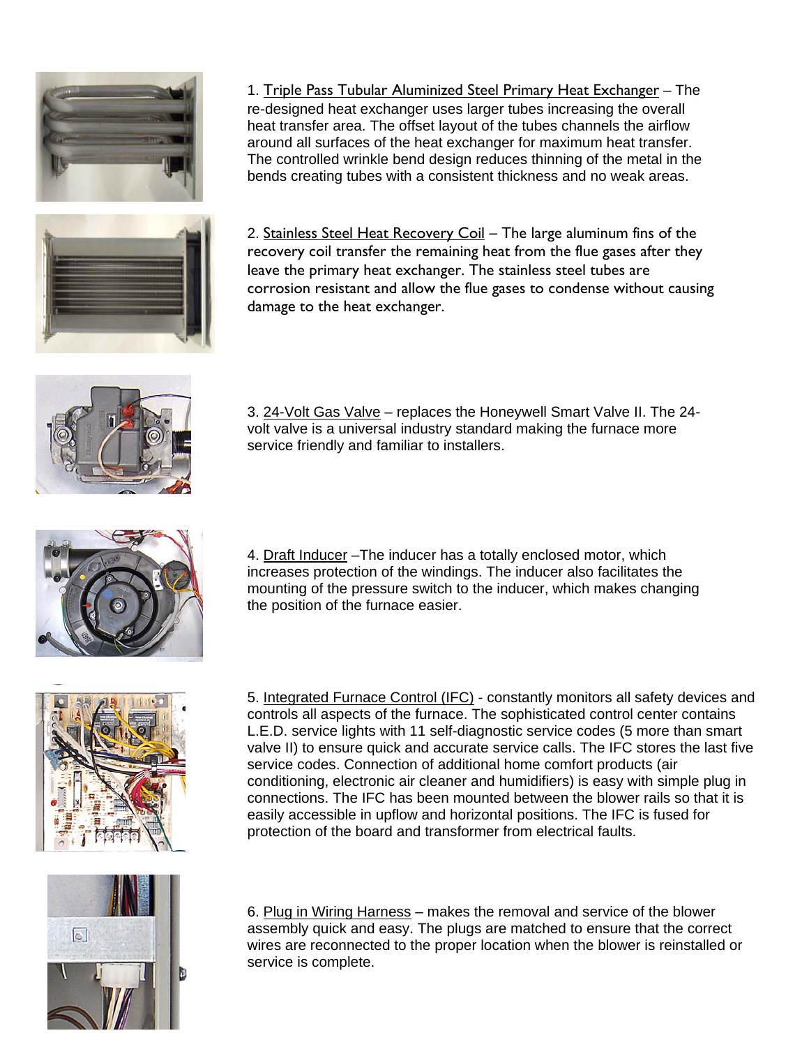1. Triple Pass Tubular Aluminized Steel Primary Heat Exchanger – The re-designed heat exchanger uses larger tubes increasing the overall heat transfer area. The offset layout of the tubes channels the airflow around all surfaces of the heat exchanger for maximum heat transfer. The controlled wrinkle bend design reduces thinning of the metal in the bends creating tubes with a consistent thickness and no weak areas.

2. Stainless Steel Heat Recovery Coil – The large aluminum fins of the recovery coil transfer the remaining heat from the flue gases after they leave the primary heat exchanger. The stainless steel tubes are corrosion resistant and allow the flue gases to condense without causing damage to the heat exchanger.

3. 24-Volt Gas Valve – replaces the Honeywell Smart Valve II. The 24-volt valve is a universal industry standard making the furnace more service friendly and familiar to installers.

4. Draft Inducer –The inducer has a totally enclosed motor, which increases protection of the windings. The inducer also facilitates the mounting of the pressure switch to the inducer, which makes changing the position of the furnace easier.

5. Integrated Furnace Control (IFC) - constantly monitors all safety devices and controls all aspects of the furnace. The sophisticated control center contains L.E.D. service lights with 11 self-diagnostic service codes (5 more than smart valve II) to ensure quick and accurate service calls. The IFC stores the last five service codes. Connection of additional home comfort products (air conditioning, electronic air cleaner and humidifiers) is easy with simple plug in connections. The IFC has been mounted between the blower rails so that it is easily accessible in upflow and horizontal positions. The IFC is fused for protection of the board and transformer from electrical faults.

6. Plug in Wiring Harness – makes the removal and service of the blower assembly quick and easy. The plugs are matched to ensure that the correct wires are reconnected to the proper location when the blower is reinstalled or service is complete.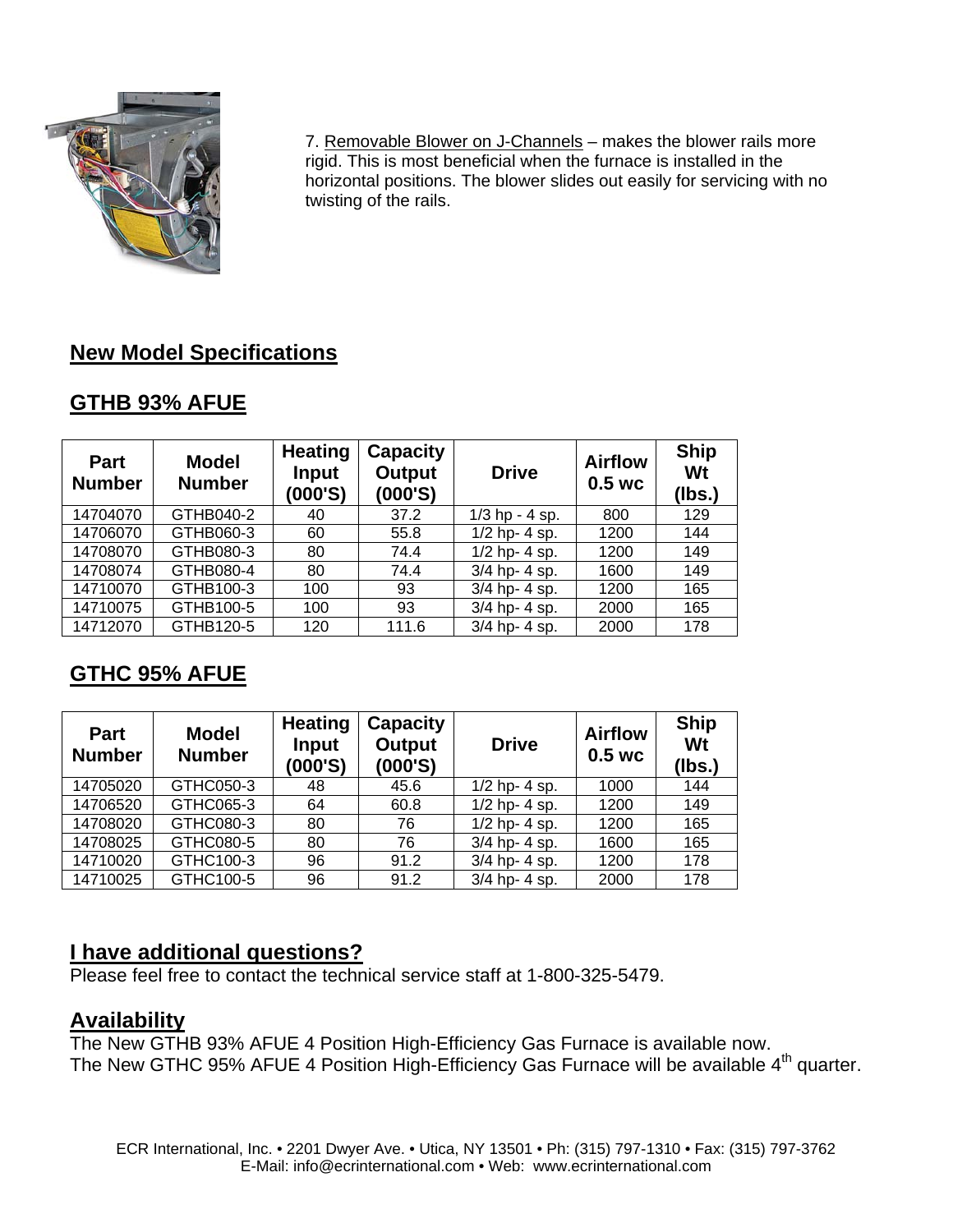7. Removable Blower on J-Channels – makes the blower rails more rigid. This is most beneficial when the furnace is installed in the horizontal positions. The blower slides out easily for servicing with no twisting of the rails.

## New Model Specifications

## GTHB 93% AFUE

| Part Number | Model Number | Heating Input (000'S) | Capacity Output (000'S) | Drive | Airflow 0.5 wc | Ship Wt (lbs.) |
|---|---|---|---|---|---|---|
| 14704070 | GTHB040-2 | 40 | 37.2 | 1/3 hp - 4 sp. | 800 | 129 |
| 14706070 | GTHB060-3 | 60 | 55.8 | 1/2 hp- 4 sp. | 1200 | 144 |
| 14708070 | GTHB080-3 | 80 | 74.4 | 1/2 hp- 4 sp. | 1200 | 149 |
| 14708074 | GTHB080-4 | 80 | 74.4 | 3/4 hp- 4 sp. | 1600 | 149 |
| 14710070 | GTHB100-3 | 100 | 93 | 3/4 hp- 4 sp. | 1200 | 165 |
| 14710075 | GTHB100-5 | 100 | 93 | 3/4 hp- 4 sp. | 2000 | 165 |
| 14712070 | GTHB120-5 | 120 | 111.6 | 3/4 hp- 4 sp. | 2000 | 178 |

## GTHC 95% AFUE

| Part Number | Model Number | Heating Input (000'S) | Capacity Output (000'S) | Drive | Airflow 0.5 wc | Ship Wt (lbs.) |
|---|---|---|---|---|---|---|
| 14705020 | GTHC050-3 | 48 | 45.6 | 1/2 hp- 4 sp. | 1000 | 144 |
| 14706520 | GTHC065-3 | 64 | 60.8 | 1/2 hp- 4 sp. | 1200 | 149 |
| 14708020 | GTHC080-3 | 80 | 76 | 1/2 hp- 4 sp. | 1200 | 165 |
| 14708025 | GTHC080-5 | 80 | 76 | 3/4 hp- 4 sp. | 1600 | 165 |
| 14710020 | GTHC100-3 | 96 | 91.2 | 3/4 hp- 4 sp. | 1200 | 178 |
| 14710025 | GTHC100-5 | 96 | 91.2 | 3/4 hp- 4 sp. | 2000 | 178 |

## I have additional questions?

Please feel free to contact the technical service staff at 1-800-325-5479.

## Availability

The New GTHB 93% AFUE 4 Position High-Efficiency Gas Furnace is available now.
The New GTHC 95% AFUE 4 Position High-Efficiency Gas Furnace will be available 4th quarter.

ECR International, Inc. • 2201 Dwyer Ave. • Utica, NY 13501 • Ph: (315) 797-1310 • Fax: (315) 797-3762
E-Mail: info@ecrinternational.com • Web: www.ecrinternational.com